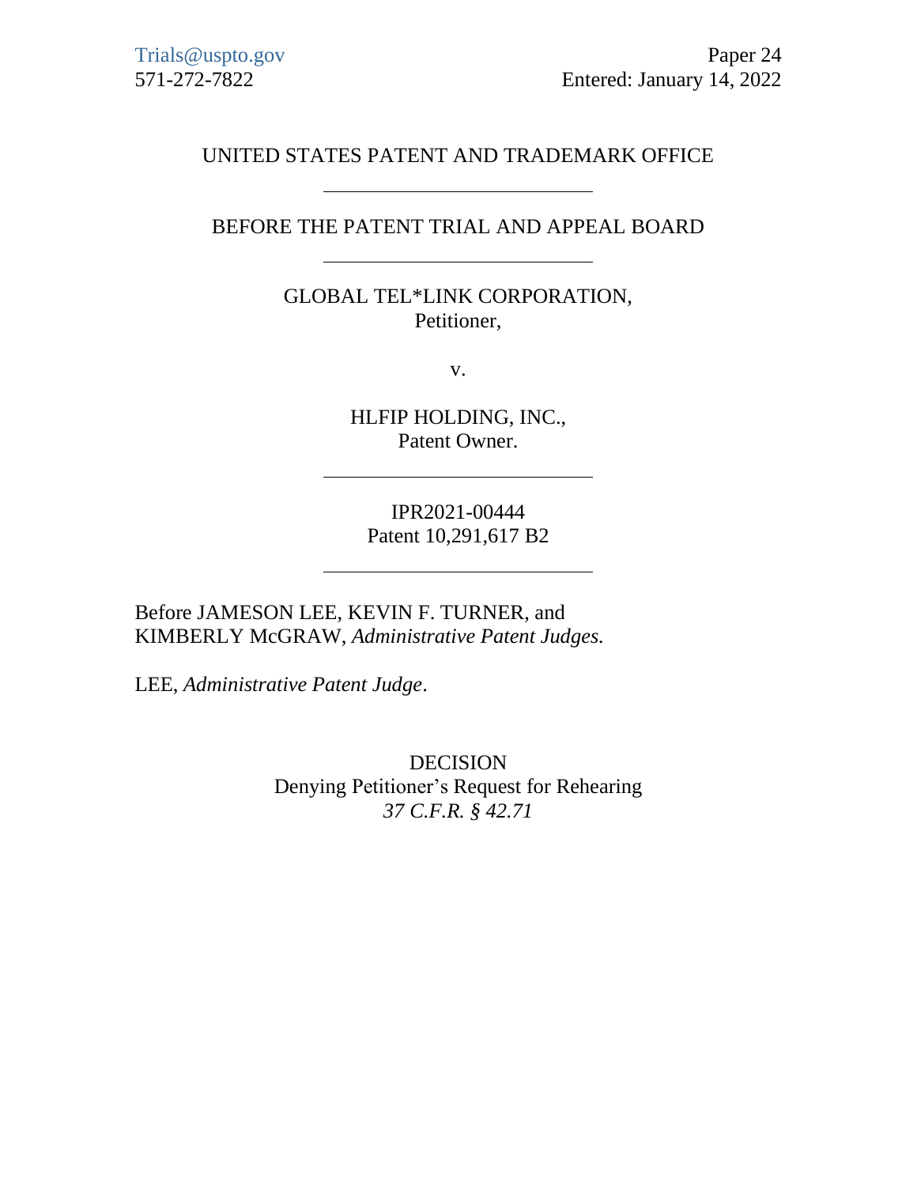Trials@uspto.gov
571-272-7822

Paper 24
Entered: January 14, 2022

UNITED STATES PATENT AND TRADEMARK OFFICE

---

BEFORE THE PATENT TRIAL AND APPEAL BOARD

---

GLOBAL TEL*LINK CORPORATION,
Petitioner,

v.

HLFIP HOLDING, INC.,
Patent Owner.

---

IPR2021-00444
Patent 10,291,617 B2

---

Before JAMESON LEE, KEVIN F. TURNER, and KIMBERLY McGRAW, *Administrative Patent Judges.*

LEE, *Administrative Patent Judge*.

DECISION
Denying Petitioner's Request for Rehearing
*37 C.F.R. § 42.71*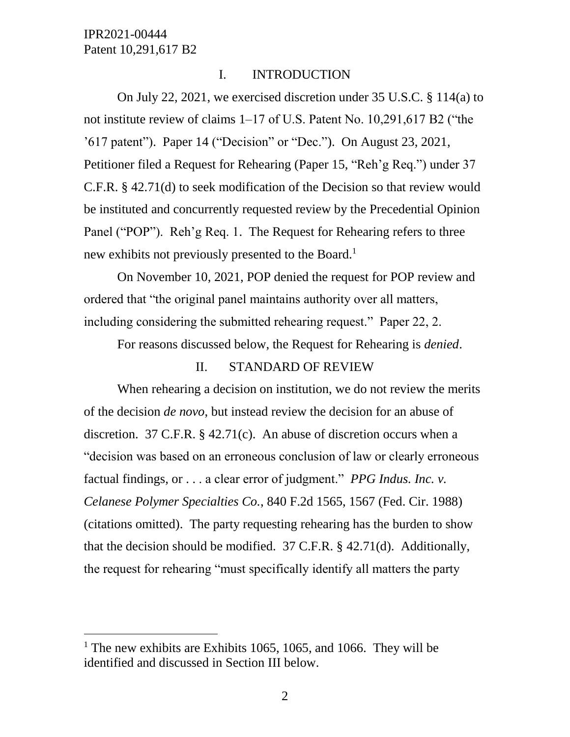## I. INTRODUCTION

On July 22, 2021, we exercised discretion under 35 U.S.C. § 114(a) to not institute review of claims 1–17 of U.S. Patent No. 10,291,617 B2 ("the '617 patent"). Paper 14 ("Decision" or "Dec."). On August 23, 2021, Petitioner filed a Request for Rehearing (Paper 15, "Reh'g Req.") under 37 C.F.R. § 42.71(d) to seek modification of the Decision so that review would be instituted and concurrently requested review by the Precedential Opinion Panel ("POP"). Reh'g Req. 1. The Request for Rehearing refers to three new exhibits not previously presented to the Board.[1]

On November 10, 2021, POP denied the request for POP review and ordered that "the original panel maintains authority over all matters, including considering the submitted rehearing request." Paper 22, 2.

For reasons discussed below, the Request for Rehearing is *denied*.

## II. STANDARD OF REVIEW

When rehearing a decision on institution, we do not review the merits of the decision *de novo*, but instead review the decision for an abuse of discretion. 37 C.F.R. § 42.71(c). An abuse of discretion occurs when a "decision was based on an erroneous conclusion of law or clearly erroneous factual findings, or . . . a clear error of judgment." *PPG Indus. Inc. v. Celanese Polymer Specialties Co.*, 840 F.2d 1565, 1567 (Fed. Cir. 1988) (citations omitted). The party requesting rehearing has the burden to show that the decision should be modified. 37 C.F.R. § 42.71(d). Additionally, the request for rehearing "must specifically identify all matters the party

---

[1] The new exhibits are Exhibits 1065, 1065, and 1066. They will be identified and discussed in Section III below.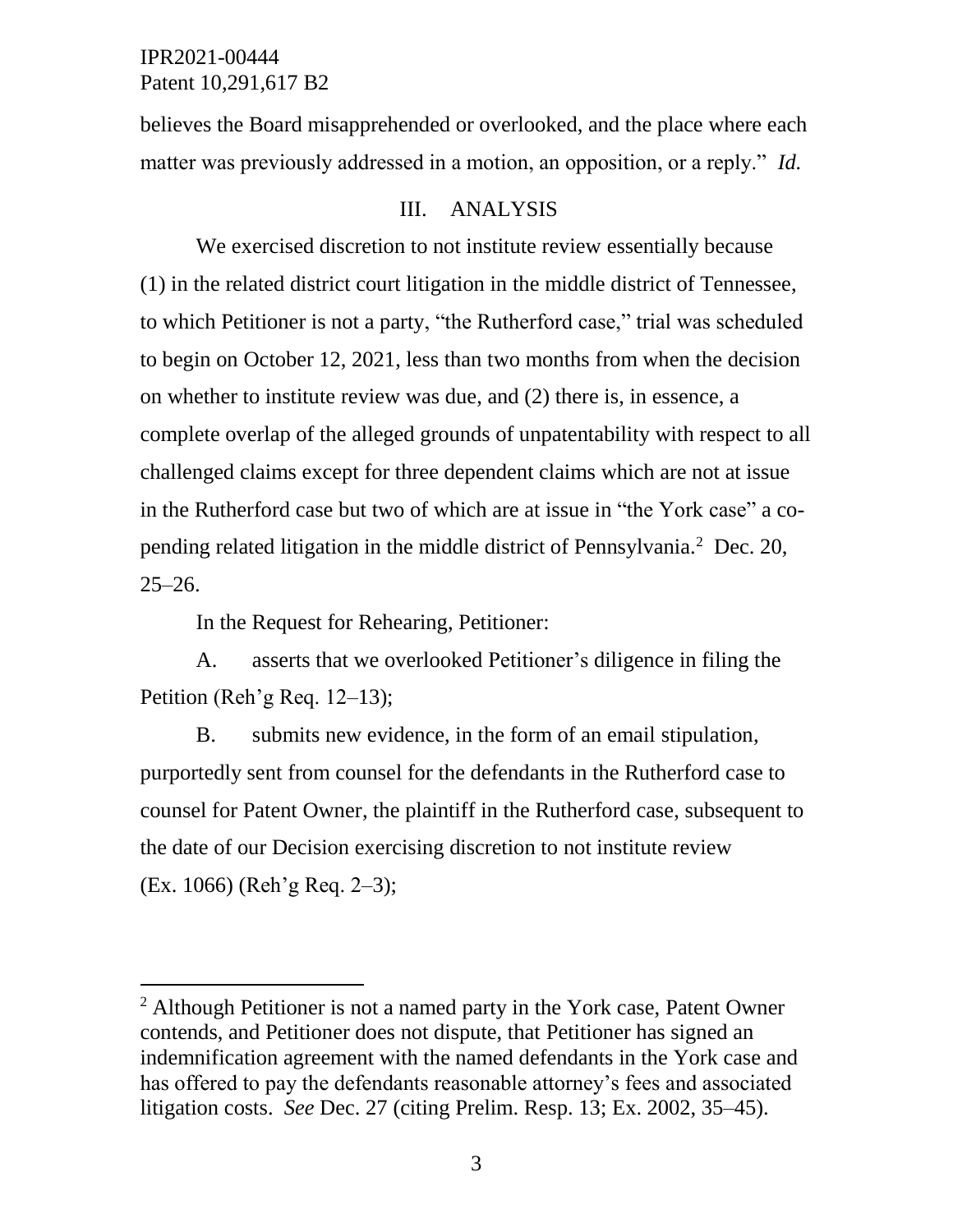believes the Board misapprehended or overlooked, and the place where each matter was previously addressed in a motion, an opposition, or a reply." *Id.*

## III. ANALYSIS

We exercised discretion to not institute review essentially because (1) in the related district court litigation in the middle district of Tennessee, to which Petitioner is not a party, "the Rutherford case," trial was scheduled to begin on October 12, 2021, less than two months from when the decision on whether to institute review was due, and (2) there is, in essence, a complete overlap of the alleged grounds of unpatentability with respect to all challenged claims except for three dependent claims which are not at issue in the Rutherford case but two of which are at issue in "the York case" a co-pending related litigation in the middle district of Pennsylvania.[2] Dec. 20, 25–26.

In the Request for Rehearing, Petitioner:

A. asserts that we overlooked Petitioner's diligence in filing the Petition (Reh'g Req. 12–13);

B. submits new evidence, in the form of an email stipulation, purportedly sent from counsel for the defendants in the Rutherford case to counsel for Patent Owner, the plaintiff in the Rutherford case, subsequent to the date of our Decision exercising discretion to not institute review (Ex. 1066) (Reh'g Req. 2–3);

[2] Although Petitioner is not a named party in the York case, Patent Owner contends, and Petitioner does not dispute, that Petitioner has signed an indemnification agreement with the named defendants in the York case and has offered to pay the defendants reasonable attorney's fees and associated litigation costs. *See* Dec. 27 (citing Prelim. Resp. 13; Ex. 2002, 35–45).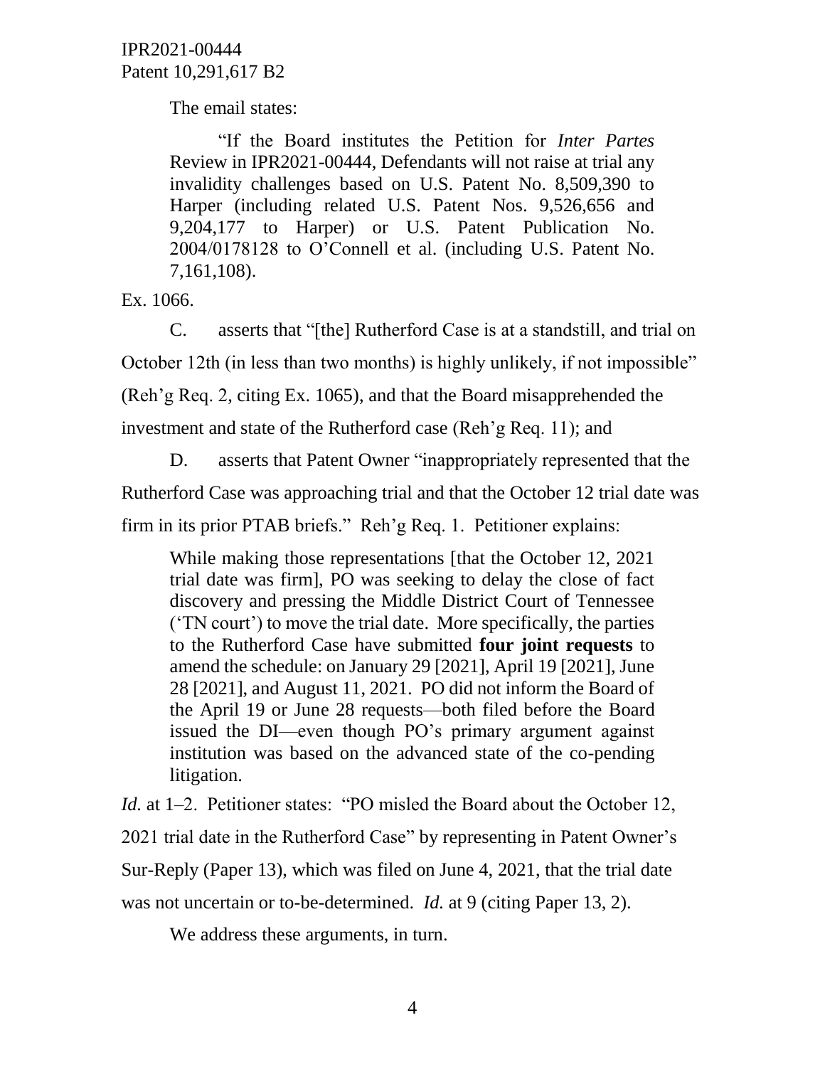The email states:

> "If the Board institutes the Petition for *Inter Partes* Review in IPR2021-00444, Defendants will not raise at trial any invalidity challenges based on U.S. Patent No. 8,509,390 to Harper (including related U.S. Patent Nos. 9,526,656 and 9,204,177 to Harper) or U.S. Patent Publication No. 2004/0178128 to O'Connell et al. (including U.S. Patent No. 7,161,108).

Ex. 1066.

C. asserts that "[the] Rutherford Case is at a standstill, and trial on October 12th (in less than two months) is highly unlikely, if not impossible" (Reh'g Req. 2, citing Ex. 1065), and that the Board misapprehended the investment and state of the Rutherford case (Reh'g Req. 11); and

D. asserts that Patent Owner "inappropriately represented that the Rutherford Case was approaching trial and that the October 12 trial date was firm in its prior PTAB briefs." Reh'g Req. 1. Petitioner explains:

> While making those representations [that the October 12, 2021 trial date was firm], PO was seeking to delay the close of fact discovery and pressing the Middle District Court of Tennessee ('TN court') to move the trial date. More specifically, the parties to the Rutherford Case have submitted **four joint requests** to amend the schedule: on January 29 [2021], April 19 [2021], June 28 [2021], and August 11, 2021. PO did not inform the Board of the April 19 or June 28 requests—both filed before the Board issued the DI—even though PO's primary argument against institution was based on the advanced state of the co-pending litigation.

*Id.* at 1–2. Petitioner states: "PO misled the Board about the October 12, 2021 trial date in the Rutherford Case" by representing in Patent Owner's Sur-Reply (Paper 13), which was filed on June 4, 2021, that the trial date was not uncertain or to-be-determined. *Id.* at 9 (citing Paper 13, 2).

We address these arguments, in turn.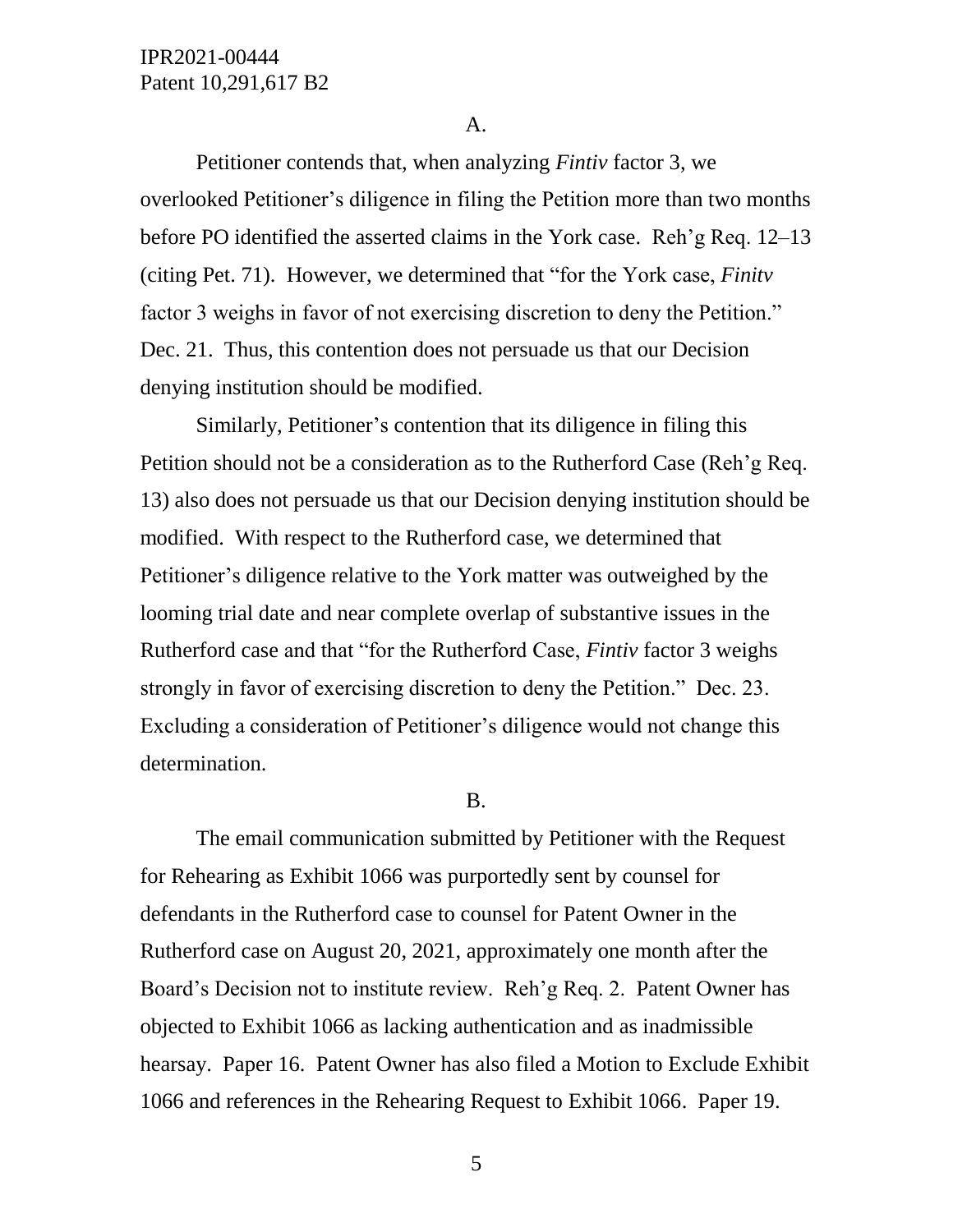A.

Petitioner contends that, when analyzing *Fintiv* factor 3, we overlooked Petitioner's diligence in filing the Petition more than two months before PO identified the asserted claims in the York case. Reh'g Req. 12–13 (citing Pet. 71). However, we determined that "for the York case, *Finitv* factor 3 weighs in favor of not exercising discretion to deny the Petition." Dec. 21. Thus, this contention does not persuade us that our Decision denying institution should be modified.

Similarly, Petitioner's contention that its diligence in filing this Petition should not be a consideration as to the Rutherford Case (Reh'g Req. 13) also does not persuade us that our Decision denying institution should be modified. With respect to the Rutherford case, we determined that Petitioner's diligence relative to the York matter was outweighed by the looming trial date and near complete overlap of substantive issues in the Rutherford case and that "for the Rutherford Case, *Fintiv* factor 3 weighs strongly in favor of exercising discretion to deny the Petition." Dec. 23. Excluding a consideration of Petitioner's diligence would not change this determination.

B.

The email communication submitted by Petitioner with the Request for Rehearing as Exhibit 1066 was purportedly sent by counsel for defendants in the Rutherford case to counsel for Patent Owner in the Rutherford case on August 20, 2021, approximately one month after the Board's Decision not to institute review. Reh'g Req. 2. Patent Owner has objected to Exhibit 1066 as lacking authentication and as inadmissible hearsay. Paper 16. Patent Owner has also filed a Motion to Exclude Exhibit 1066 and references in the Rehearing Request to Exhibit 1066. Paper 19.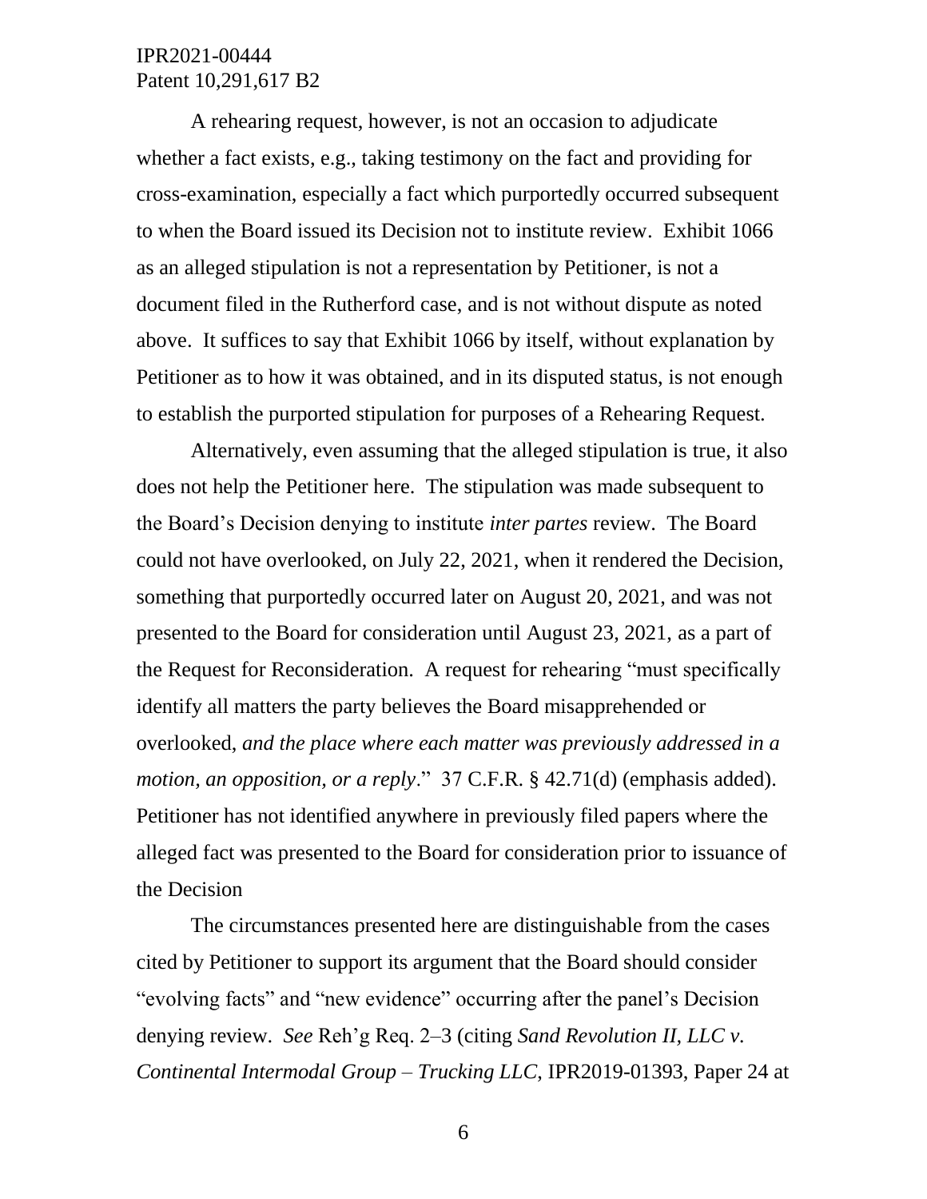A rehearing request, however, is not an occasion to adjudicate whether a fact exists, e.g., taking testimony on the fact and providing for cross-examination, especially a fact which purportedly occurred subsequent to when the Board issued its Decision not to institute review. Exhibit 1066 as an alleged stipulation is not a representation by Petitioner, is not a document filed in the Rutherford case, and is not without dispute as noted above. It suffices to say that Exhibit 1066 by itself, without explanation by Petitioner as to how it was obtained, and in its disputed status, is not enough to establish the purported stipulation for purposes of a Rehearing Request.

Alternatively, even assuming that the alleged stipulation is true, it also does not help the Petitioner here. The stipulation was made subsequent to the Board's Decision denying to institute *inter partes* review. The Board could not have overlooked, on July 22, 2021, when it rendered the Decision, something that purportedly occurred later on August 20, 2021, and was not presented to the Board for consideration until August 23, 2021, as a part of the Request for Reconsideration. A request for rehearing "must specifically identify all matters the party believes the Board misapprehended or overlooked, *and the place where each matter was previously addressed in a motion, an opposition, or a reply*." 37 C.F.R. § 42.71(d) (emphasis added). Petitioner has not identified anywhere in previously filed papers where the alleged fact was presented to the Board for consideration prior to issuance of the Decision

The circumstances presented here are distinguishable from the cases cited by Petitioner to support its argument that the Board should consider "evolving facts" and "new evidence" occurring after the panel's Decision denying review. *See* Reh'g Req. 2–3 (citing *Sand Revolution II, LLC v. Continental Intermodal Group – Trucking LLC*, IPR2019-01393, Paper 24 at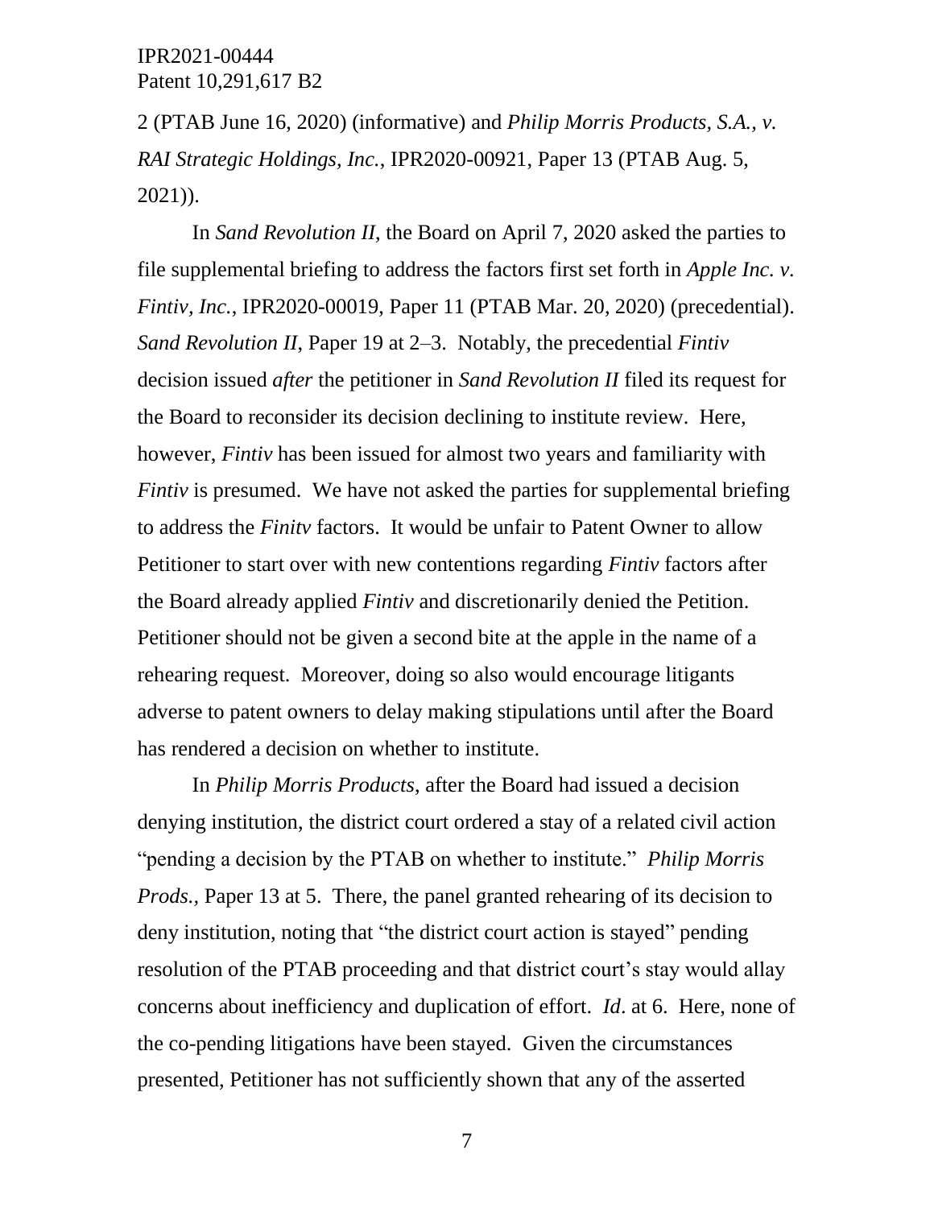2 (PTAB June 16, 2020) (informative) and *Philip Morris Products, S.A., v. RAI Strategic Holdings, Inc.*, IPR2020-00921, Paper 13 (PTAB Aug. 5, 2021)).

In *Sand Revolution II*, the Board on April 7, 2020 asked the parties to file supplemental briefing to address the factors first set forth in *Apple Inc. v. Fintiv, Inc.*, IPR2020-00019, Paper 11 (PTAB Mar. 20, 2020) (precedential). *Sand Revolution II*, Paper 19 at 2–3. Notably, the precedential *Fintiv* decision issued *after* the petitioner in *Sand Revolution II* filed its request for the Board to reconsider its decision declining to institute review. Here, however, *Fintiv* has been issued for almost two years and familiarity with *Fintiv* is presumed. We have not asked the parties for supplemental briefing to address the *Finitv* factors. It would be unfair to Patent Owner to allow Petitioner to start over with new contentions regarding *Fintiv* factors after the Board already applied *Fintiv* and discretionarily denied the Petition. Petitioner should not be given a second bite at the apple in the name of a rehearing request. Moreover, doing so also would encourage litigants adverse to patent owners to delay making stipulations until after the Board has rendered a decision on whether to institute.

In *Philip Morris Products*, after the Board had issued a decision denying institution, the district court ordered a stay of a related civil action "pending a decision by the PTAB on whether to institute." *Philip Morris Prods.*, Paper 13 at 5. There, the panel granted rehearing of its decision to deny institution, noting that "the district court action is stayed" pending resolution of the PTAB proceeding and that district court's stay would allay concerns about inefficiency and duplication of effort. *Id*. at 6. Here, none of the co-pending litigations have been stayed. Given the circumstances presented, Petitioner has not sufficiently shown that any of the asserted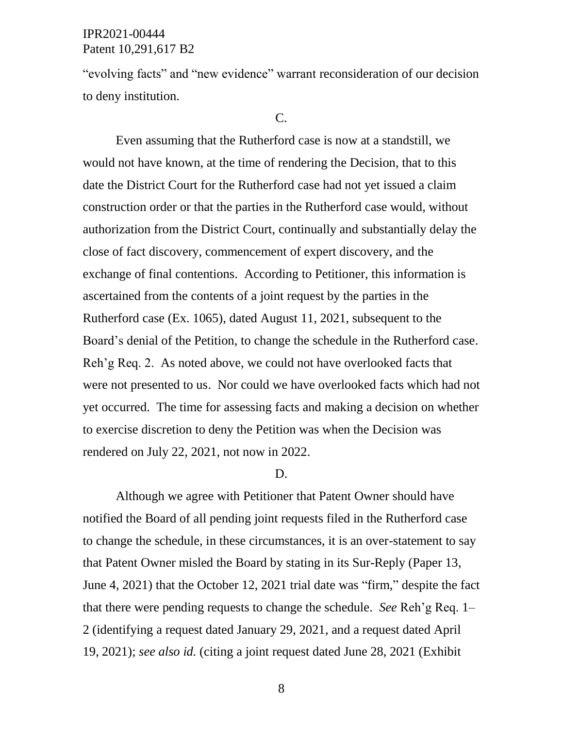"evolving facts" and "new evidence" warrant reconsideration of our decision to deny institution.

C.

Even assuming that the Rutherford case is now at a standstill, we would not have known, at the time of rendering the Decision, that to this date the District Court for the Rutherford case had not yet issued a claim construction order or that the parties in the Rutherford case would, without authorization from the District Court, continually and substantially delay the close of fact discovery, commencement of expert discovery, and the exchange of final contentions. According to Petitioner, this information is ascertained from the contents of a joint request by the parties in the Rutherford case (Ex. 1065), dated August 11, 2021, subsequent to the Board's denial of the Petition, to change the schedule in the Rutherford case. Reh'g Req. 2. As noted above, we could not have overlooked facts that were not presented to us. Nor could we have overlooked facts which had not yet occurred. The time for assessing facts and making a decision on whether to exercise discretion to deny the Petition was when the Decision was rendered on July 22, 2021, not now in 2022.

D.

Although we agree with Petitioner that Patent Owner should have notified the Board of all pending joint requests filed in the Rutherford case to change the schedule, in these circumstances, it is an over-statement to say that Patent Owner misled the Board by stating in its Sur-Reply (Paper 13, June 4, 2021) that the October 12, 2021 trial date was "firm," despite the fact that there were pending requests to change the schedule. *See* Reh'g Req. 1–2 (identifying a request dated January 29, 2021, and a request dated April 19, 2021); *see also id.* (citing a joint request dated June 28, 2021 (Exhibit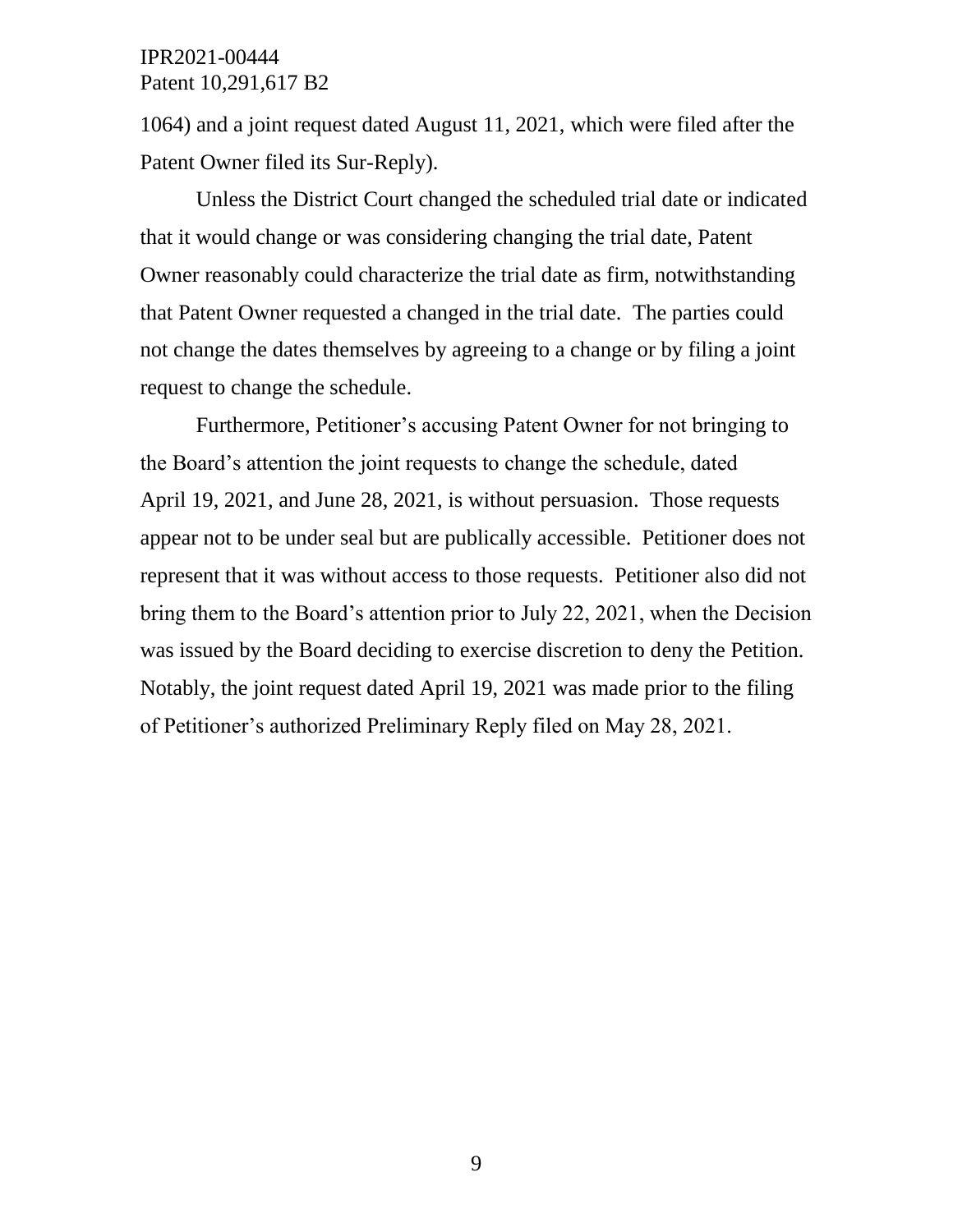1064) and a joint request dated August 11, 2021, which were filed after the Patent Owner filed its Sur-Reply).

Unless the District Court changed the scheduled trial date or indicated that it would change or was considering changing the trial date, Patent Owner reasonably could characterize the trial date as firm, notwithstanding that Patent Owner requested a changed in the trial date. The parties could not change the dates themselves by agreeing to a change or by filing a joint request to change the schedule.

Furthermore, Petitioner's accusing Patent Owner for not bringing to the Board's attention the joint requests to change the schedule, dated April 19, 2021, and June 28, 2021, is without persuasion. Those requests appear not to be under seal but are publically accessible. Petitioner does not represent that it was without access to those requests. Petitioner also did not bring them to the Board's attention prior to July 22, 2021, when the Decision was issued by the Board deciding to exercise discretion to deny the Petition. Notably, the joint request dated April 19, 2021 was made prior to the filing of Petitioner's authorized Preliminary Reply filed on May 28, 2021.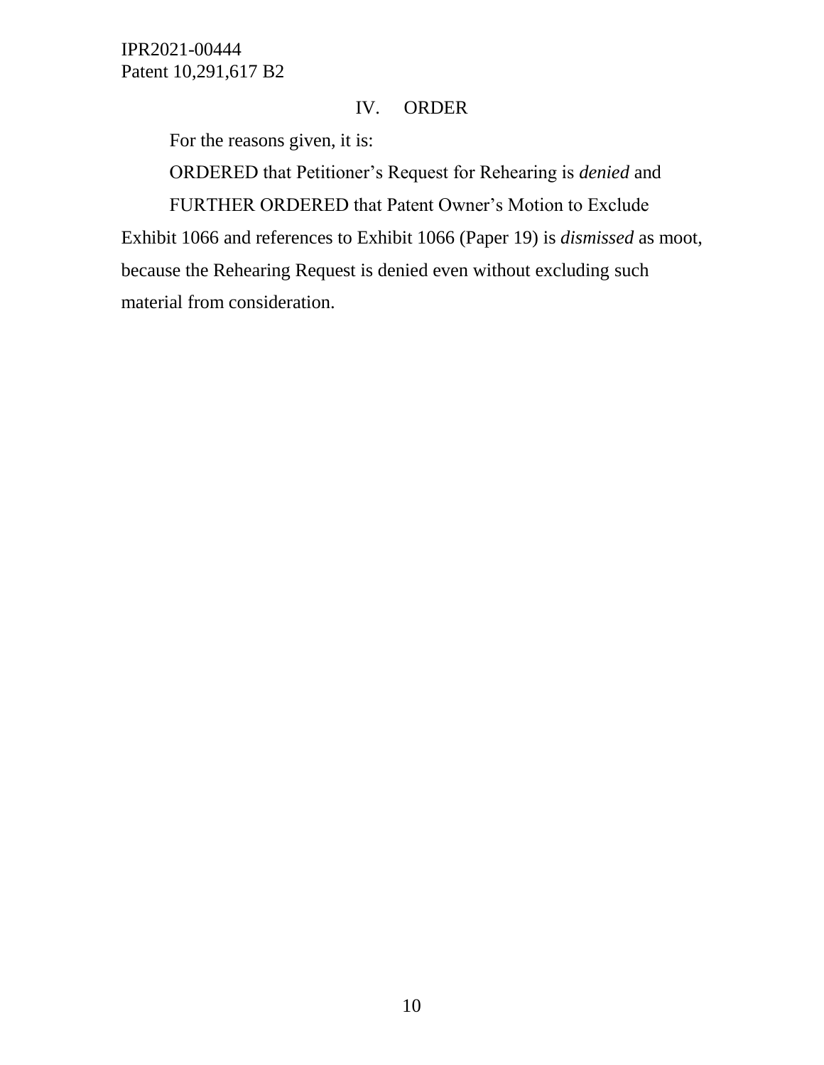## IV. ORDER

For the reasons given, it is:

ORDERED that Petitioner's Request for Rehearing is *denied* and

FURTHER ORDERED that Patent Owner's Motion to Exclude Exhibit 1066 and references to Exhibit 1066 (Paper 19) is *dismissed* as moot, because the Rehearing Request is denied even without excluding such material from consideration.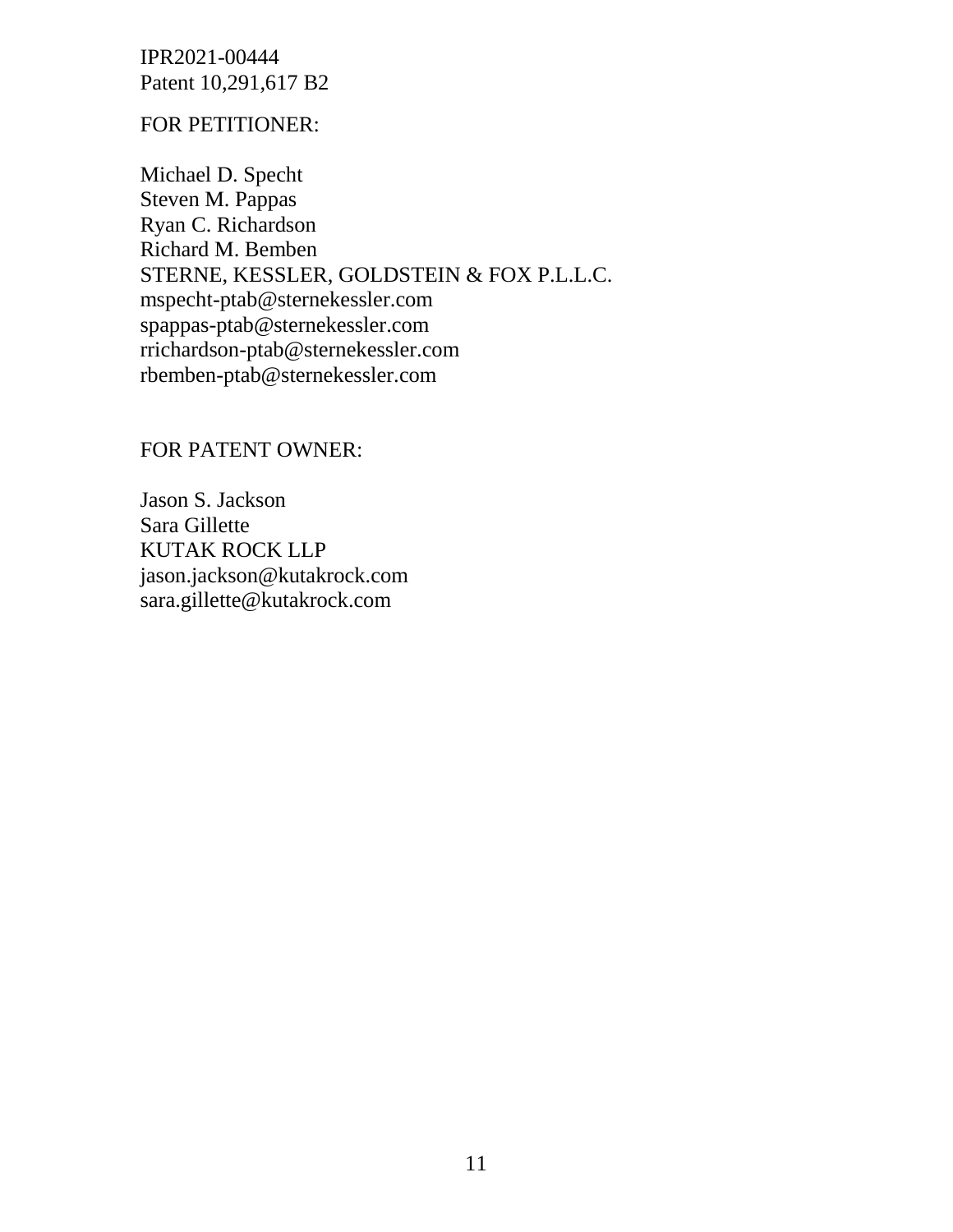FOR PETITIONER:

Michael D. Specht
Steven M. Pappas
Ryan C. Richardson
Richard M. Bemben
STERNE, KESSLER, GOLDSTEIN & FOX P.L.L.C.
mspecht-ptab@sternekessler.com
spappas-ptab@sternekessler.com
rrichardson-ptab@sternekessler.com
rbemben-ptab@sternekessler.com

FOR PATENT OWNER:

Jason S. Jackson
Sara Gillette
KUTAK ROCK LLP
jason.jackson@kutakrock.com
sara.gillette@kutakrock.com